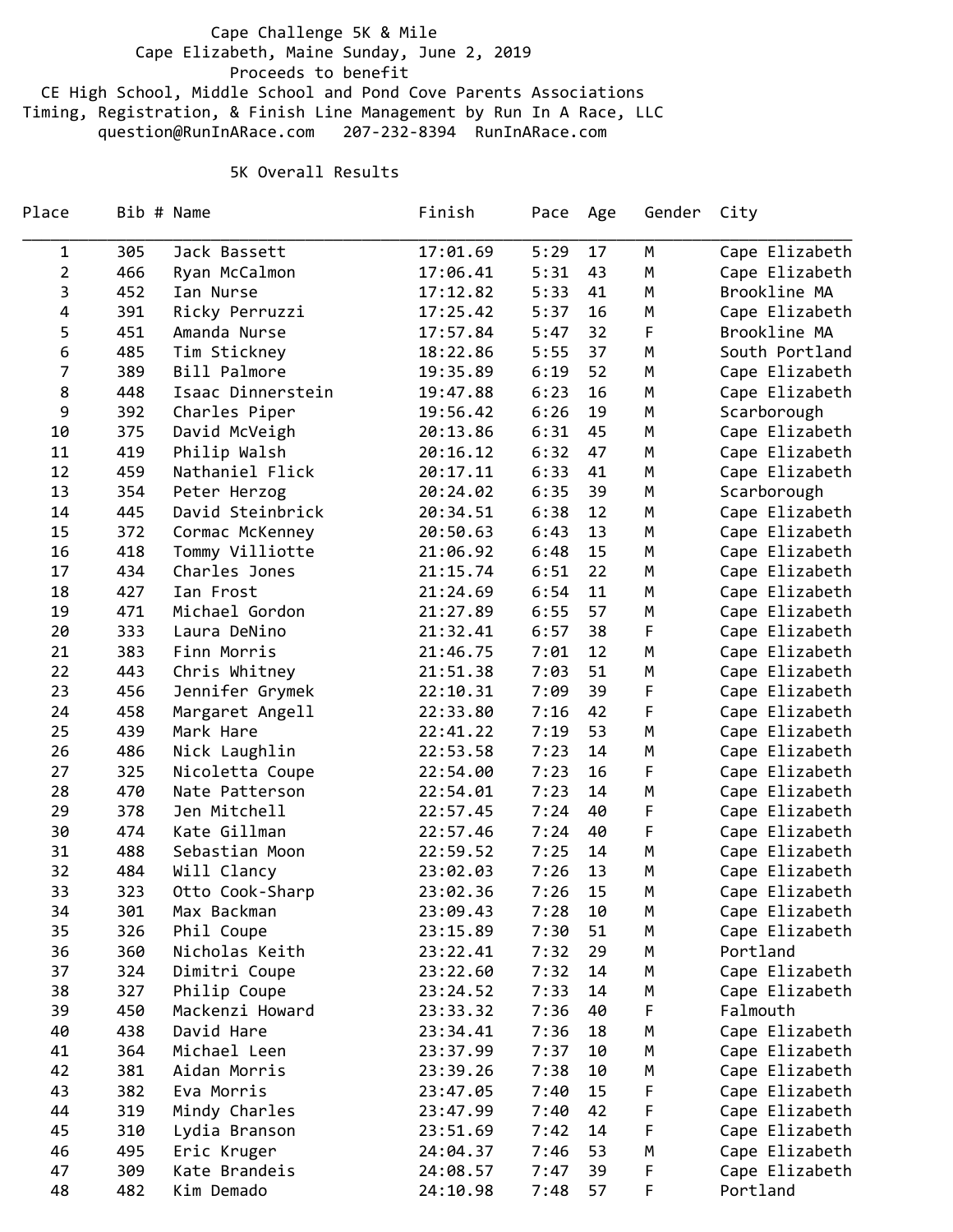Cape Challenge 5K & Mile

Cape Elizabeth, Maine Sunday, June 2, 2019

Proceeds to benefit

CE High School, Middle School and Pond Cove Parents Associations

Timing, Registration, & Finish Line Management by Run In A Race, LLC

question@RunInARace.com 207-232-8394 RunInARace.com

## 5K Overall Results

| Place | Bib # | Name | Finish | Pace | Age | Gender | City |
|---|---|---|---|---|---|---|---|
| 1 | 305 | Jack Bassett | 17:01.69 | 5:29 | 17 | M | Cape Elizabeth |
| 2 | 466 | Ryan McCalmon | 17:06.41 | 5:31 | 43 | M | Cape Elizabeth |
| 3 | 452 | Ian Nurse | 17:12.82 | 5:33 | 41 | M | Brookline MA |
| 4 | 391 | Ricky Perruzzi | 17:25.42 | 5:37 | 16 | M | Cape Elizabeth |
| 5 | 451 | Amanda Nurse | 17:57.84 | 5:47 | 32 | F | Brookline MA |
| 6 | 485 | Tim Stickney | 18:22.86 | 5:55 | 37 | M | South Portland |
| 7 | 389 | Bill Palmore | 19:35.89 | 6:19 | 52 | M | Cape Elizabeth |
| 8 | 448 | Isaac Dinnerstein | 19:47.88 | 6:23 | 16 | M | Cape Elizabeth |
| 9 | 392 | Charles Piper | 19:56.42 | 6:26 | 19 | M | Scarborough |
| 10 | 375 | David McVeigh | 20:13.86 | 6:31 | 45 | M | Cape Elizabeth |
| 11 | 419 | Philip Walsh | 20:16.12 | 6:32 | 47 | M | Cape Elizabeth |
| 12 | 459 | Nathaniel Flick | 20:17.11 | 6:33 | 41 | M | Cape Elizabeth |
| 13 | 354 | Peter Herzog | 20:24.02 | 6:35 | 39 | M | Scarborough |
| 14 | 445 | David Steinbrick | 20:34.51 | 6:38 | 12 | M | Cape Elizabeth |
| 15 | 372 | Cormac McKenney | 20:50.63 | 6:43 | 13 | M | Cape Elizabeth |
| 16 | 418 | Tommy Villiotte | 21:06.92 | 6:48 | 15 | M | Cape Elizabeth |
| 17 | 434 | Charles Jones | 21:15.74 | 6:51 | 22 | M | Cape Elizabeth |
| 18 | 427 | Ian Frost | 21:24.69 | 6:54 | 11 | M | Cape Elizabeth |
| 19 | 471 | Michael Gordon | 21:27.89 | 6:55 | 57 | M | Cape Elizabeth |
| 20 | 333 | Laura DeNino | 21:32.41 | 6:57 | 38 | F | Cape Elizabeth |
| 21 | 383 | Finn Morris | 21:46.75 | 7:01 | 12 | M | Cape Elizabeth |
| 22 | 443 | Chris Whitney | 21:51.38 | 7:03 | 51 | M | Cape Elizabeth |
| 23 | 456 | Jennifer Grymek | 22:10.31 | 7:09 | 39 | F | Cape Elizabeth |
| 24 | 458 | Margaret Angell | 22:33.80 | 7:16 | 42 | F | Cape Elizabeth |
| 25 | 439 | Mark Hare | 22:41.22 | 7:19 | 53 | M | Cape Elizabeth |
| 26 | 486 | Nick Laughlin | 22:53.58 | 7:23 | 14 | M | Cape Elizabeth |
| 27 | 325 | Nicoletta Coupe | 22:54.00 | 7:23 | 16 | F | Cape Elizabeth |
| 28 | 470 | Nate Patterson | 22:54.01 | 7:23 | 14 | M | Cape Elizabeth |
| 29 | 378 | Jen Mitchell | 22:57.45 | 7:24 | 40 | F | Cape Elizabeth |
| 30 | 474 | Kate Gillman | 22:57.46 | 7:24 | 40 | F | Cape Elizabeth |
| 31 | 488 | Sebastian Moon | 22:59.52 | 7:25 | 14 | M | Cape Elizabeth |
| 32 | 484 | Will Clancy | 23:02.03 | 7:26 | 13 | M | Cape Elizabeth |
| 33 | 323 | Otto Cook-Sharp | 23:02.36 | 7:26 | 15 | M | Cape Elizabeth |
| 34 | 301 | Max Backman | 23:09.43 | 7:28 | 10 | M | Cape Elizabeth |
| 35 | 326 | Phil Coupe | 23:15.89 | 7:30 | 51 | M | Cape Elizabeth |
| 36 | 360 | Nicholas Keith | 23:22.41 | 7:32 | 29 | M | Portland |
| 37 | 324 | Dimitri Coupe | 23:22.60 | 7:32 | 14 | M | Cape Elizabeth |
| 38 | 327 | Philip Coupe | 23:24.52 | 7:33 | 14 | M | Cape Elizabeth |
| 39 | 450 | Mackenzi Howard | 23:33.32 | 7:36 | 40 | F | Falmouth |
| 40 | 438 | David Hare | 23:34.41 | 7:36 | 18 | M | Cape Elizabeth |
| 41 | 364 | Michael Leen | 23:37.99 | 7:37 | 10 | M | Cape Elizabeth |
| 42 | 381 | Aidan Morris | 23:39.26 | 7:38 | 10 | M | Cape Elizabeth |
| 43 | 382 | Eva Morris | 23:47.05 | 7:40 | 15 | F | Cape Elizabeth |
| 44 | 319 | Mindy Charles | 23:47.99 | 7:40 | 42 | F | Cape Elizabeth |
| 45 | 310 | Lydia Branson | 23:51.69 | 7:42 | 14 | F | Cape Elizabeth |
| 46 | 495 | Eric Kruger | 24:04.37 | 7:46 | 53 | M | Cape Elizabeth |
| 47 | 309 | Kate Brandeis | 24:08.57 | 7:47 | 39 | F | Cape Elizabeth |
| 48 | 482 | Kim Demado | 24:10.98 | 7:48 | 57 | F | Portland |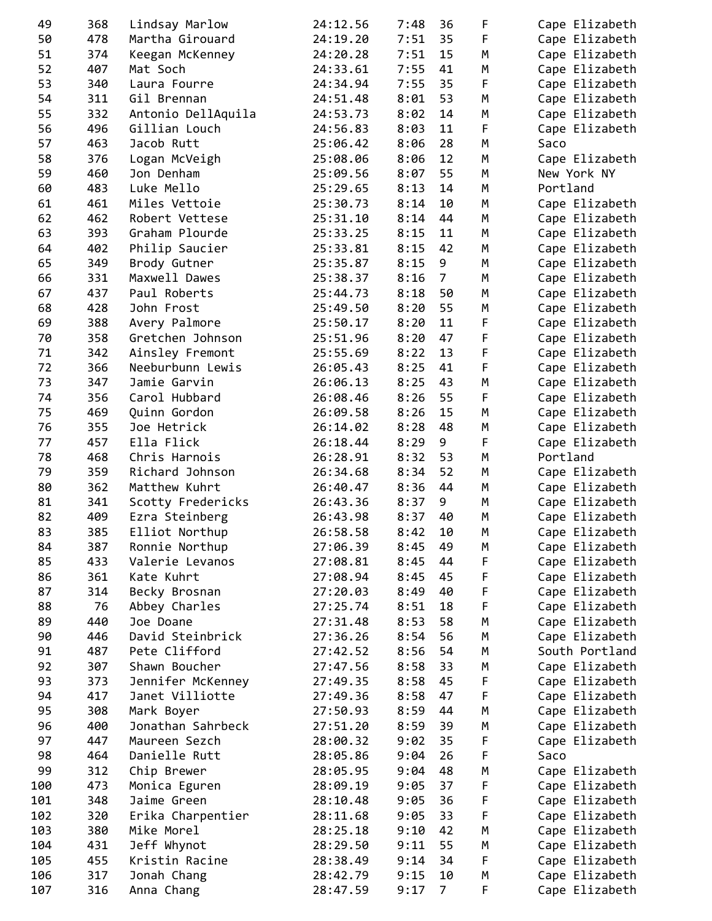| | | | | | | | |
|---|---|---|---|---|---|---|---|
| 49 | 368 | Lindsay Marlow | 24:12.56 | 7:48 | 36 | F | Cape Elizabeth |
| 50 | 478 | Martha Girouard | 24:19.20 | 7:51 | 35 | F | Cape Elizabeth |
| 51 | 374 | Keegan McKenney | 24:20.28 | 7:51 | 15 | M | Cape Elizabeth |
| 52 | 407 | Mat Soch | 24:33.61 | 7:55 | 41 | M | Cape Elizabeth |
| 53 | 340 | Laura Fourre | 24:34.94 | 7:55 | 35 | F | Cape Elizabeth |
| 54 | 311 | Gil Brennan | 24:51.48 | 8:01 | 53 | M | Cape Elizabeth |
| 55 | 332 | Antonio DellAquila | 24:53.73 | 8:02 | 14 | M | Cape Elizabeth |
| 56 | 496 | Gillian Louch | 24:56.83 | 8:03 | 11 | F | Cape Elizabeth |
| 57 | 463 | Jacob Rutt | 25:06.42 | 8:06 | 28 | M | Saco |
| 58 | 376 | Logan McVeigh | 25:08.06 | 8:06 | 12 | M | Cape Elizabeth |
| 59 | 460 | Jon Denham | 25:09.56 | 8:07 | 55 | M | New York NY |
| 60 | 483 | Luke Mello | 25:29.65 | 8:13 | 14 | M | Portland |
| 61 | 461 | Miles Vettoie | 25:30.73 | 8:14 | 10 | M | Cape Elizabeth |
| 62 | 462 | Robert Vettese | 25:31.10 | 8:14 | 44 | M | Cape Elizabeth |
| 63 | 393 | Graham Plourde | 25:33.25 | 8:15 | 11 | M | Cape Elizabeth |
| 64 | 402 | Philip Saucier | 25:33.81 | 8:15 | 42 | M | Cape Elizabeth |
| 65 | 349 | Brody Gutner | 25:35.87 | 8:15 | 9 | M | Cape Elizabeth |
| 66 | 331 | Maxwell Dawes | 25:38.37 | 8:16 | 7 | M | Cape Elizabeth |
| 67 | 437 | Paul Roberts | 25:44.73 | 8:18 | 50 | M | Cape Elizabeth |
| 68 | 428 | John Frost | 25:49.50 | 8:20 | 55 | M | Cape Elizabeth |
| 69 | 388 | Avery Palmore | 25:50.17 | 8:20 | 11 | F | Cape Elizabeth |
| 70 | 358 | Gretchen Johnson | 25:51.96 | 8:20 | 47 | F | Cape Elizabeth |
| 71 | 342 | Ainsley Fremont | 25:55.69 | 8:22 | 13 | F | Cape Elizabeth |
| 72 | 366 | Neeburbunn Lewis | 26:05.43 | 8:25 | 41 | F | Cape Elizabeth |
| 73 | 347 | Jamie Garvin | 26:06.13 | 8:25 | 43 | M | Cape Elizabeth |
| 74 | 356 | Carol Hubbard | 26:08.46 | 8:26 | 55 | F | Cape Elizabeth |
| 75 | 469 | Quinn Gordon | 26:09.58 | 8:26 | 15 | M | Cape Elizabeth |
| 76 | 355 | Joe Hetrick | 26:14.02 | 8:28 | 48 | M | Cape Elizabeth |
| 77 | 457 | Ella Flick | 26:18.44 | 8:29 | 9 | F | Cape Elizabeth |
| 78 | 468 | Chris Harnois | 26:28.91 | 8:32 | 53 | M | Portland |
| 79 | 359 | Richard Johnson | 26:34.68 | 8:34 | 52 | M | Cape Elizabeth |
| 80 | 362 | Matthew Kuhrt | 26:40.47 | 8:36 | 44 | M | Cape Elizabeth |
| 81 | 341 | Scotty Fredericks | 26:43.36 | 8:37 | 9 | M | Cape Elizabeth |
| 82 | 409 | Ezra Steinberg | 26:43.98 | 8:37 | 40 | M | Cape Elizabeth |
| 83 | 385 | Elliot Northup | 26:58.58 | 8:42 | 10 | M | Cape Elizabeth |
| 84 | 387 | Ronnie Northup | 27:06.39 | 8:45 | 49 | M | Cape Elizabeth |
| 85 | 433 | Valerie Levanos | 27:08.81 | 8:45 | 44 | F | Cape Elizabeth |
| 86 | 361 | Kate Kuhrt | 27:08.94 | 8:45 | 45 | F | Cape Elizabeth |
| 87 | 314 | Becky Brosnan | 27:20.03 | 8:49 | 40 | F | Cape Elizabeth |
| 88 | 76 | Abbey Charles | 27:25.74 | 8:51 | 18 | F | Cape Elizabeth |
| 89 | 440 | Joe Doane | 27:31.48 | 8:53 | 58 | M | Cape Elizabeth |
| 90 | 446 | David Steinbrick | 27:36.26 | 8:54 | 56 | M | Cape Elizabeth |
| 91 | 487 | Pete Clifford | 27:42.52 | 8:56 | 54 | M | South Portland |
| 92 | 307 | Shawn Boucher | 27:47.56 | 8:58 | 33 | M | Cape Elizabeth |
| 93 | 373 | Jennifer McKenney | 27:49.35 | 8:58 | 45 | F | Cape Elizabeth |
| 94 | 417 | Janet Villiotte | 27:49.36 | 8:58 | 47 | F | Cape Elizabeth |
| 95 | 308 | Mark Boyer | 27:50.93 | 8:59 | 44 | M | Cape Elizabeth |
| 96 | 400 | Jonathan Sahrbeck | 27:51.20 | 8:59 | 39 | M | Cape Elizabeth |
| 97 | 447 | Maureen Sezch | 28:00.32 | 9:02 | 35 | F | Cape Elizabeth |
| 98 | 464 | Danielle Rutt | 28:05.86 | 9:04 | 26 | F | Saco |
| 99 | 312 | Chip Brewer | 28:05.95 | 9:04 | 48 | M | Cape Elizabeth |
| 100 | 473 | Monica Eguren | 28:09.19 | 9:05 | 37 | F | Cape Elizabeth |
| 101 | 348 | Jaime Green | 28:10.48 | 9:05 | 36 | F | Cape Elizabeth |
| 102 | 320 | Erika Charpentier | 28:11.68 | 9:05 | 33 | F | Cape Elizabeth |
| 103 | 380 | Mike Morel | 28:25.18 | 9:10 | 42 | M | Cape Elizabeth |
| 104 | 431 | Jeff Whynot | 28:29.50 | 9:11 | 55 | M | Cape Elizabeth |
| 105 | 455 | Kristin Racine | 28:38.49 | 9:14 | 34 | F | Cape Elizabeth |
| 106 | 317 | Jonah Chang | 28:42.79 | 9:15 | 10 | M | Cape Elizabeth |
| 107 | 316 | Anna Chang | 28:47.59 | 9:17 | 7 | F | Cape Elizabeth |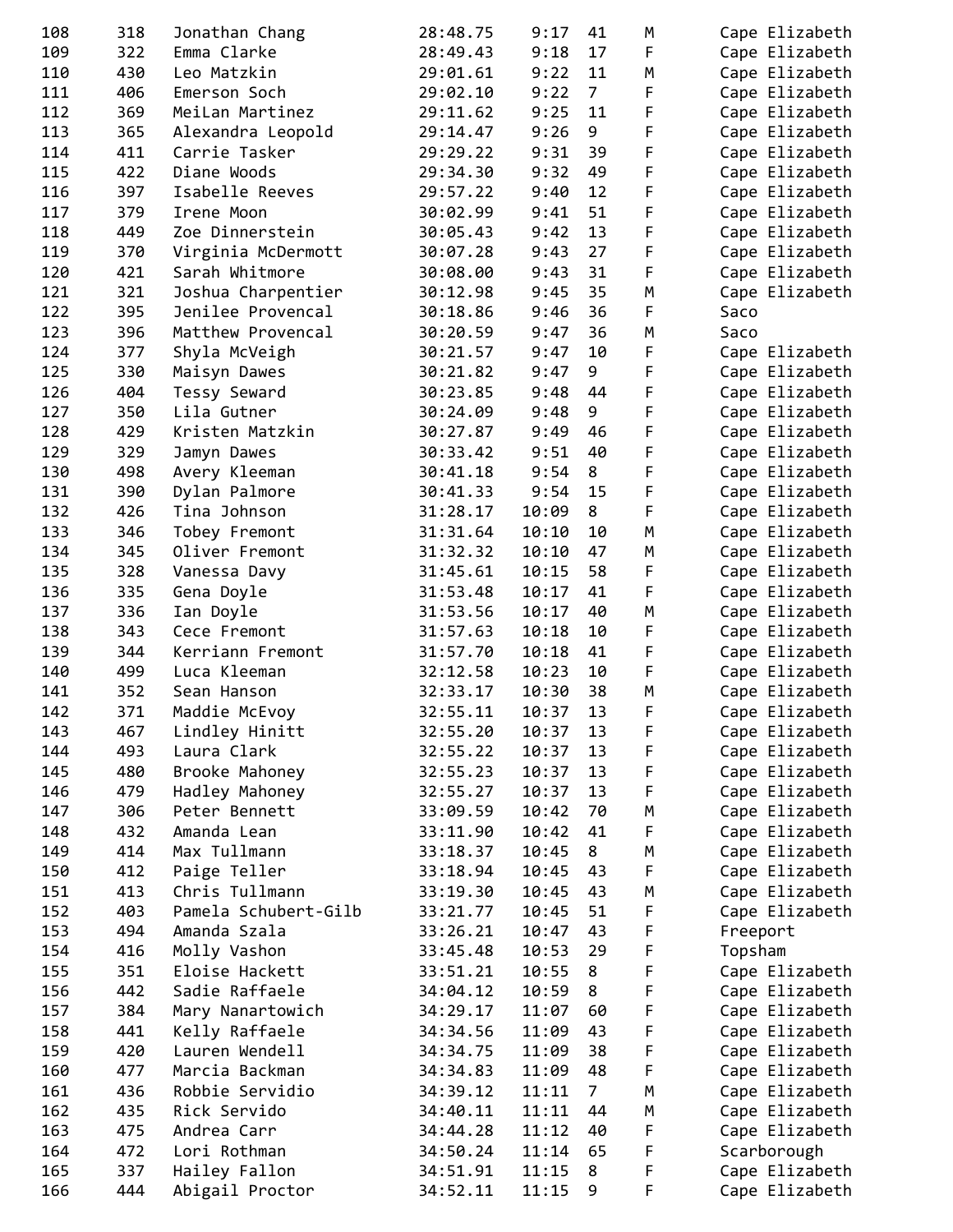| | | | | | | | |
|---|---|---|---|---|---|---|---|
| 108 | 318 | Jonathan Chang | 28:48.75 | 9:17 | 41 | M | Cape Elizabeth |
| 109 | 322 | Emma Clarke | 28:49.43 | 9:18 | 17 | F | Cape Elizabeth |
| 110 | 430 | Leo Matzkin | 29:01.61 | 9:22 | 11 | M | Cape Elizabeth |
| 111 | 406 | Emerson Soch | 29:02.10 | 9:22 | 7 | F | Cape Elizabeth |
| 112 | 369 | MeiLan Martinez | 29:11.62 | 9:25 | 11 | F | Cape Elizabeth |
| 113 | 365 | Alexandra Leopold | 29:14.47 | 9:26 | 9 | F | Cape Elizabeth |
| 114 | 411 | Carrie Tasker | 29:29.22 | 9:31 | 39 | F | Cape Elizabeth |
| 115 | 422 | Diane Woods | 29:34.30 | 9:32 | 49 | F | Cape Elizabeth |
| 116 | 397 | Isabelle Reeves | 29:57.22 | 9:40 | 12 | F | Cape Elizabeth |
| 117 | 379 | Irene Moon | 30:02.99 | 9:41 | 51 | F | Cape Elizabeth |
| 118 | 449 | Zoe Dinnerstein | 30:05.43 | 9:42 | 13 | F | Cape Elizabeth |
| 119 | 370 | Virginia McDermott | 30:07.28 | 9:43 | 27 | F | Cape Elizabeth |
| 120 | 421 | Sarah Whitmore | 30:08.00 | 9:43 | 31 | F | Cape Elizabeth |
| 121 | 321 | Joshua Charpentier | 30:12.98 | 9:45 | 35 | M | Cape Elizabeth |
| 122 | 395 | Jenilee Provencal | 30:18.86 | 9:46 | 36 | F | Saco |
| 123 | 396 | Matthew Provencal | 30:20.59 | 9:47 | 36 | M | Saco |
| 124 | 377 | Shyla McVeigh | 30:21.57 | 9:47 | 10 | F | Cape Elizabeth |
| 125 | 330 | Maisyn Dawes | 30:21.82 | 9:47 | 9 | F | Cape Elizabeth |
| 126 | 404 | Tessy Seward | 30:23.85 | 9:48 | 44 | F | Cape Elizabeth |
| 127 | 350 | Lila Gutner | 30:24.09 | 9:48 | 9 | F | Cape Elizabeth |
| 128 | 429 | Kristen Matzkin | 30:27.87 | 9:49 | 46 | F | Cape Elizabeth |
| 129 | 329 | Jamyn Dawes | 30:33.42 | 9:51 | 40 | F | Cape Elizabeth |
| 130 | 498 | Avery Kleeman | 30:41.18 | 9:54 | 8 | F | Cape Elizabeth |
| 131 | 390 | Dylan Palmore | 30:41.33 | 9:54 | 15 | F | Cape Elizabeth |
| 132 | 426 | Tina Johnson | 31:28.17 | 10:09 | 8 | F | Cape Elizabeth |
| 133 | 346 | Tobey Fremont | 31:31.64 | 10:10 | 10 | M | Cape Elizabeth |
| 134 | 345 | Oliver Fremont | 31:32.32 | 10:10 | 47 | M | Cape Elizabeth |
| 135 | 328 | Vanessa Davy | 31:45.61 | 10:15 | 58 | F | Cape Elizabeth |
| 136 | 335 | Gena Doyle | 31:53.48 | 10:17 | 41 | F | Cape Elizabeth |
| 137 | 336 | Ian Doyle | 31:53.56 | 10:17 | 40 | M | Cape Elizabeth |
| 138 | 343 | Cece Fremont | 31:57.63 | 10:18 | 10 | F | Cape Elizabeth |
| 139 | 344 | Kerriann Fremont | 31:57.70 | 10:18 | 41 | F | Cape Elizabeth |
| 140 | 499 | Luca Kleeman | 32:12.58 | 10:23 | 10 | F | Cape Elizabeth |
| 141 | 352 | Sean Hanson | 32:33.17 | 10:30 | 38 | M | Cape Elizabeth |
| 142 | 371 | Maddie McEvoy | 32:55.11 | 10:37 | 13 | F | Cape Elizabeth |
| 143 | 467 | Lindley Hinitt | 32:55.20 | 10:37 | 13 | F | Cape Elizabeth |
| 144 | 493 | Laura Clark | 32:55.22 | 10:37 | 13 | F | Cape Elizabeth |
| 145 | 480 | Brooke Mahoney | 32:55.23 | 10:37 | 13 | F | Cape Elizabeth |
| 146 | 479 | Hadley Mahoney | 32:55.27 | 10:37 | 13 | F | Cape Elizabeth |
| 147 | 306 | Peter Bennett | 33:09.59 | 10:42 | 70 | M | Cape Elizabeth |
| 148 | 432 | Amanda Lean | 33:11.90 | 10:42 | 41 | F | Cape Elizabeth |
| 149 | 414 | Max Tullmann | 33:18.37 | 10:45 | 8 | M | Cape Elizabeth |
| 150 | 412 | Paige Teller | 33:18.94 | 10:45 | 43 | F | Cape Elizabeth |
| 151 | 413 | Chris Tullmann | 33:19.30 | 10:45 | 43 | M | Cape Elizabeth |
| 152 | 403 | Pamela Schubert-Gilb | 33:21.77 | 10:45 | 51 | F | Cape Elizabeth |
| 153 | 494 | Amanda Szala | 33:26.21 | 10:47 | 43 | F | Freeport |
| 154 | 416 | Molly Vashon | 33:45.48 | 10:53 | 29 | F | Topsham |
| 155 | 351 | Eloise Hackett | 33:51.21 | 10:55 | 8 | F | Cape Elizabeth |
| 156 | 442 | Sadie Raffaele | 34:04.12 | 10:59 | 8 | F | Cape Elizabeth |
| 157 | 384 | Mary Nanartowich | 34:29.17 | 11:07 | 60 | F | Cape Elizabeth |
| 158 | 441 | Kelly Raffaele | 34:34.56 | 11:09 | 43 | F | Cape Elizabeth |
| 159 | 420 | Lauren Wendell | 34:34.75 | 11:09 | 38 | F | Cape Elizabeth |
| 160 | 477 | Marcia Backman | 34:34.83 | 11:09 | 48 | F | Cape Elizabeth |
| 161 | 436 | Robbie Servidio | 34:39.12 | 11:11 | 7 | M | Cape Elizabeth |
| 162 | 435 | Rick Servido | 34:40.11 | 11:11 | 44 | M | Cape Elizabeth |
| 163 | 475 | Andrea Carr | 34:44.28 | 11:12 | 40 | F | Cape Elizabeth |
| 164 | 472 | Lori Rothman | 34:50.24 | 11:14 | 65 | F | Scarborough |
| 165 | 337 | Hailey Fallon | 34:51.91 | 11:15 | 8 | F | Cape Elizabeth |
| 166 | 444 | Abigail Proctor | 34:52.11 | 11:15 | 9 | F | Cape Elizabeth |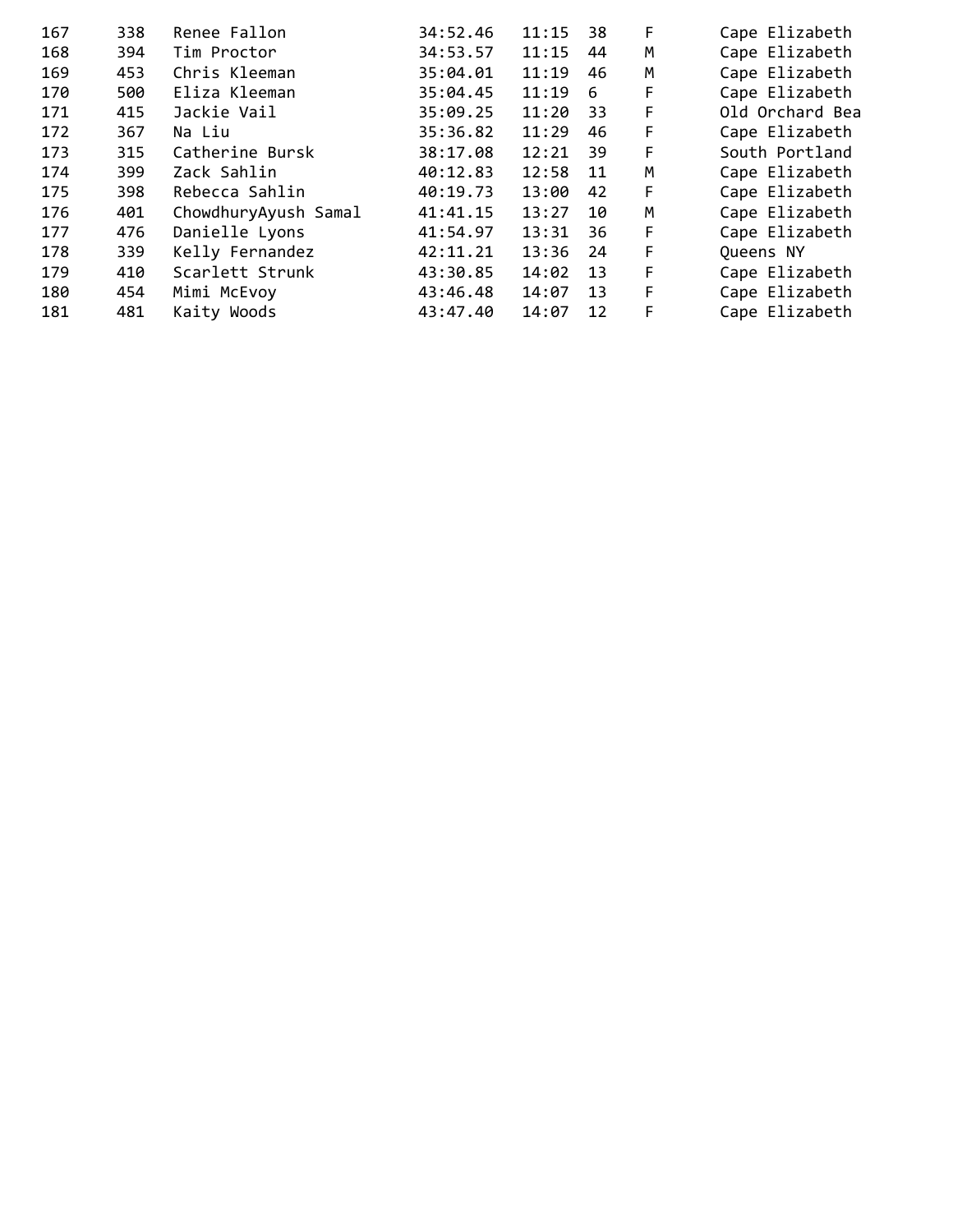| | | | | | | | |
|---|---|---|---|---|---|---|---|
| 167 | 338 | Renee Fallon | 34:52.46 | 11:15 | 38 | F | Cape Elizabeth |
| 168 | 394 | Tim Proctor | 34:53.57 | 11:15 | 44 | M | Cape Elizabeth |
| 169 | 453 | Chris Kleeman | 35:04.01 | 11:19 | 46 | M | Cape Elizabeth |
| 170 | 500 | Eliza Kleeman | 35:04.45 | 11:19 | 6 | F | Cape Elizabeth |
| 171 | 415 | Jackie Vail | 35:09.25 | 11:20 | 33 | F | Old Orchard Bea |
| 172 | 367 | Na Liu | 35:36.82 | 11:29 | 46 | F | Cape Elizabeth |
| 173 | 315 | Catherine Bursk | 38:17.08 | 12:21 | 39 | F | South Portland |
| 174 | 399 | Zack Sahlin | 40:12.83 | 12:58 | 11 | M | Cape Elizabeth |
| 175 | 398 | Rebecca Sahlin | 40:19.73 | 13:00 | 42 | F | Cape Elizabeth |
| 176 | 401 | ChowdhuryAyush Samal | 41:41.15 | 13:27 | 10 | M | Cape Elizabeth |
| 177 | 476 | Danielle Lyons | 41:54.97 | 13:31 | 36 | F | Cape Elizabeth |
| 178 | 339 | Kelly Fernandez | 42:11.21 | 13:36 | 24 | F | Queens NY |
| 179 | 410 | Scarlett Strunk | 43:30.85 | 14:02 | 13 | F | Cape Elizabeth |
| 180 | 454 | Mimi McEvoy | 43:46.48 | 14:07 | 13 | F | Cape Elizabeth |
| 181 | 481 | Kaity Woods | 43:47.40 | 14:07 | 12 | F | Cape Elizabeth |